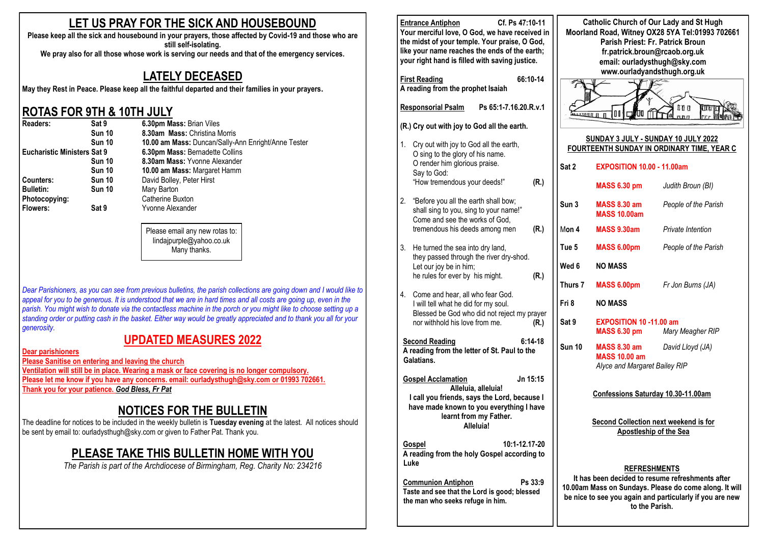# LET US PRAY FOR THE SICK AND HOUSEBOUND

**Please keep all the sick and housebound in your prayers, those affected by Covid-19 and those who are still self-isolating.**
**We pray also for all those whose work is serving our needs and that of the emergency services.**

## LATELY DECEASED

**May they Rest in Peace. Please keep all the faithful departed and their families in your prayers.**

## ROTAS FOR 9TH & 10TH JULY

| | | |
|---|---|---|
| **Readers:** | **Sat 9** | **6.30pm Mass:** Brian Viles |
| | **Sun 10** | **8.30am Mass:** Christina Morris |
| | **Sun 10** | **10.00 am Mass:** Duncan/Sally-Ann Enright/Anne Tester |
| **Eucharistic Ministers** | **Sat 9** | **6.30pm Mass:** Bernadette Collins |
| | **Sun 10** | **8.30am Mass:** Yvonne Alexander |
| | **Sun 10** | **10.00 am Mass:** Margaret Hamm |
| **Counters:** | **Sun 10** | David Bolley, Peter Hirst |
| **Bulletin:** | **Sun 10** | Mary Barton |
| **Photocopying:** | | Catherine Buxton |
| **Flowers:** | **Sat 9** | Yvonne Alexander |

Please email any new rotas to: lindajpurple@yahoo.co.uk
Many thanks.

*Dear Parishioners, as you can see from previous bulletins, the parish collections are going down and I would like to appeal for you to be generous. It is understood that we are in hard times and all costs are going up, even in the parish. You might wish to donate via the contactless machine in the porch or you might like to choose setting up a standing order or putting cash in the basket. Either way would be greatly appreciated and to thank you all for your generosity.*

## UPDATED MEASURES 2022

**Dear parishioners**
**Please Sanitise on entering and leaving the church**
**Ventilation will still be in place. Wearing a mask or face covering is no longer compulsory.**
**Please let me know if you have any concerns. email: ourladysthugh@sky.com or 01993 702661.**
**Thank you for your patience. *God Bless, Fr Pat***

## NOTICES FOR THE BULLETIN

The deadline for notices to be included in the weekly bulletin is **Tuesday evening** at the latest. All notices should be sent by email to: ourladysthugh@sky.com or given to Father Pat. Thank you.

## PLEASE TAKE THIS BULLETIN HOME WITH YOU

*The Parish is part of the Archdiocese of Birmingham, Reg. Charity No: 234216*

**Entrance Antiphon** Cf. Ps 47:10-11
**Your merciful love, O God, we have received in the midst of your temple. Your praise, O God, like your name reaches the ends of the earth; your right hand is filled with saving justice.**

**First Reading** 66:10-14
**A reading from the prophet Isaiah**

**Responsorial Psalm** Ps 65:1-7.16.20.R.v.1

**(R.) Cry out with joy to God all the earth.**

1. Cry out with joy to God all the earth,
 O sing to the glory of his name.
 O render him glorious praise.
 Say to God:
 "How tremendous your deeds!" **(R.)**

2. "Before you all the earth shall bow;
 shall sing to you, sing to your name!"
 Come and see the works of God,
 tremendous his deeds among men **(R.)**

3. He turned the sea into dry land,
 they passed through the river dry-shod.
 Let our joy be in him;
 he rules for ever by his might. **(R.)**

4. Come and hear, all who fear God.
 I will tell what he did for my soul.
 Blessed be God who did not reject my prayer
 nor withhold his love from me. **(R.)**

**Second Reading** 6:14-18
**A reading from the letter of St. Paul to the Galatians.**

**Gospel Acclamation** Jn 15:15
**Alleluia, alleluia!**
**I call you friends, says the Lord, because I have made known to you everything I have learnt from my Father.**
**Alleluia!**

**Gospel** 10:1-12.17-20
**A reading from the holy Gospel according to Luke**

**Communion Antiphon** Ps 33:9
**Taste and see that the Lord is good; blessed the man who seeks refuge in him.**

**Catholic Church of Our Lady and St Hugh**
**Moorland Road, Witney OX28 5YA Tel:01993 702661**
**Parish Priest: Fr. Patrick Broun**
**fr.patrick.broun@rcaob.org.uk**
**email: ourladysthugh@sky.com**
**www.ourladyandsthugh.org.uk**

**SUNDAY 3 JULY - SUNDAY 10 JULY 2022**
**FOURTEENTH SUNDAY IN ORDINARY TIME, YEAR C**

| | | |
|---|---|---|
| **Sat 2** | **EXPOSITION 10.00 - 11.00am** | |
| | **MASS 6.30 pm** | *Judith Broun (BI)* |
| **Sun 3** | **MASS 8.30 am**<br>**MASS 10.00am** | *People of the Parish* |
| **Mon 4** | **MASS 9.30am** | *Private Intention* |
| **Tue 5** | **MASS 6.00pm** | *People of the Parish* |
| **Wed 6** | **NO MASS** | |
| **Thurs 7** | **MASS 6.00pm** | *Fr Jon Burns (JA)* |
| **Fri 8** | **NO MASS** | |
| **Sat 9** | **EXPOSITION 10 -11.00 am**<br>**MASS 6.30 pm** | *Mary Meagher RIP* |
| **Sun 10** | **MASS 8.30 am**<br>**MASS 10.00 am** | *David Lloyd (JA)*<br>*Alyce and Margaret Bailey RIP* |

**Confessions Saturday 10.30-11.00am**

**Second Collection next weekend is for Apostleship of the Sea**

**REFRESHMENTS**
**It has been decided to resume refreshments after 10.00am Mass on Sundays. Please do come along. It will be nice to see you again and particularly if you are new to the Parish.**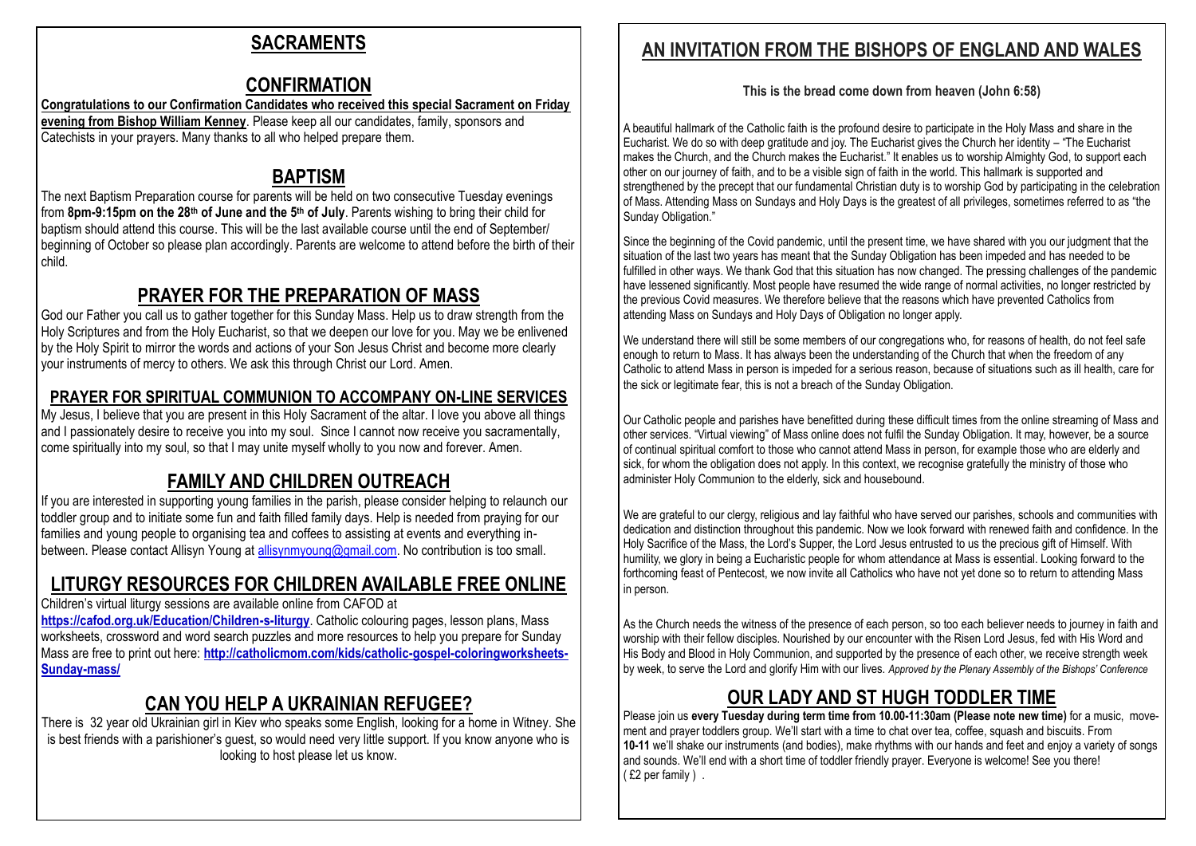# SACRAMENTS

## CONFIRMATION

**Congratulations to our Confirmation Candidates who received this special Sacrament on Friday evening from Bishop William Kenney**. Please keep all our candidates, family, sponsors and Catechists in your prayers. Many thanks to all who helped prepare them.

## BAPTISM

The next Baptism Preparation course for parents will be held on two consecutive Tuesday evenings from **8pm-9:15pm on the 28th of June and the 5th of July**. Parents wishing to bring their child for baptism should attend this course. This will be the last available course until the end of September/ beginning of October so please plan accordingly. Parents are welcome to attend before the birth of their child.

## PRAYER FOR THE PREPARATION OF MASS

God our Father you call us to gather together for this Sunday Mass. Help us to draw strength from the Holy Scriptures and from the Holy Eucharist, so that we deepen our love for you. May we be enlivened by the Holy Spirit to mirror the words and actions of your Son Jesus Christ and become more clearly your instruments of mercy to others. We ask this through Christ our Lord. Amen.

### PRAYER FOR SPIRITUAL COMMUNION TO ACCOMPANY ON-LINE SERVICES

My Jesus, I believe that you are present in this Holy Sacrament of the altar. I love you above all things and I passionately desire to receive you into my soul. Since I cannot now receive you sacramentally, come spiritually into my soul, so that I may unite myself wholly to you now and forever. Amen.

## FAMILY AND CHILDREN OUTREACH

If you are interested in supporting young families in the parish, please consider helping to relaunch our toddler group and to initiate some fun and faith filled family days. Help is needed from praying for our families and young people to organising tea and coffees to assisting at events and everything in-between. Please contact Allisyn Young at allisynmyoung@gmail.com. No contribution is too small.

## LITURGY RESOURCES FOR CHILDREN AVAILABLE FREE ONLINE

Children's virtual liturgy sessions are available online from CAFOD at **https://cafod.org.uk/Education/Children-s-liturgy**. Catholic colouring pages, lesson plans, Mass worksheets, crossword and word search puzzles and more resources to help you prepare for Sunday Mass are free to print out here: **http://catholicmom.com/kids/catholic-gospel-coloringworksheets-Sunday-mass/**

## CAN YOU HELP A UKRAINIAN REFUGEE?

There is 32 year old Ukrainian girl in Kiev who speaks some English, looking for a home in Witney. She is best friends with a parishioner's guest, so would need very little support. If you know anyone who is looking to host please let us know.

## AN INVITATION FROM THE BISHOPS OF ENGLAND AND WALES

**This is the bread come down from heaven (John 6:58)**

A beautiful hallmark of the Catholic faith is the profound desire to participate in the Holy Mass and share in the Eucharist. We do so with deep gratitude and joy. The Eucharist gives the Church her identity – "The Eucharist makes the Church, and the Church makes the Eucharist." It enables us to worship Almighty God, to support each other on our journey of faith, and to be a visible sign of faith in the world. This hallmark is supported and strengthened by the precept that our fundamental Christian duty is to worship God by participating in the celebration of Mass. Attending Mass on Sundays and Holy Days is the greatest of all privileges, sometimes referred to as "the Sunday Obligation."

Since the beginning of the Covid pandemic, until the present time, we have shared with you our judgment that the situation of the last two years has meant that the Sunday Obligation has been impeded and has needed to be fulfilled in other ways. We thank God that this situation has now changed. The pressing challenges of the pandemic have lessened significantly. Most people have resumed the wide range of normal activities, no longer restricted by the previous Covid measures. We therefore believe that the reasons which have prevented Catholics from attending Mass on Sundays and Holy Days of Obligation no longer apply.

We understand there will still be some members of our congregations who, for reasons of health, do not feel safe enough to return to Mass. It has always been the understanding of the Church that when the freedom of any Catholic to attend Mass in person is impeded for a serious reason, because of situations such as ill health, care for the sick or legitimate fear, this is not a breach of the Sunday Obligation.

Our Catholic people and parishes have benefitted during these difficult times from the online streaming of Mass and other services. "Virtual viewing" of Mass online does not fulfil the Sunday Obligation. It may, however, be a source of continual spiritual comfort to those who cannot attend Mass in person, for example those who are elderly and sick, for whom the obligation does not apply. In this context, we recognise gratefully the ministry of those who administer Holy Communion to the elderly, sick and housebound.

We are grateful to our clergy, religious and lay faithful who have served our parishes, schools and communities with dedication and distinction throughout this pandemic. Now we look forward with renewed faith and confidence. In the Holy Sacrifice of the Mass, the Lord's Supper, the Lord Jesus entrusted to us the precious gift of Himself. With humility, we glory in being a Eucharistic people for whom attendance at Mass is essential. Looking forward to the forthcoming feast of Pentecost, we now invite all Catholics who have not yet done so to return to attending Mass in person.

As the Church needs the witness of the presence of each person, so too each believer needs to journey in faith and worship with their fellow disciples. Nourished by our encounter with the Risen Lord Jesus, fed with His Word and His Body and Blood in Holy Communion, and supported by the presence of each other, we receive strength week by week, to serve the Lord and glorify Him with our lives. *Approved by the Plenary Assembly of the Bishops' Conference*

## OUR LADY AND ST HUGH TODDLER TIME

Please join us **every Tuesday during term time from 10.00-11:30am (Please note new time)** for a music, movement and prayer toddlers group. We'll start with a time to chat over tea, coffee, squash and biscuits. From **10-11** we'll shake our instruments (and bodies), make rhythms with our hands and feet and enjoy a variety of songs and sounds. We'll end with a short time of toddler friendly prayer. Everyone is welcome! See you there! ( £2 per family ) .